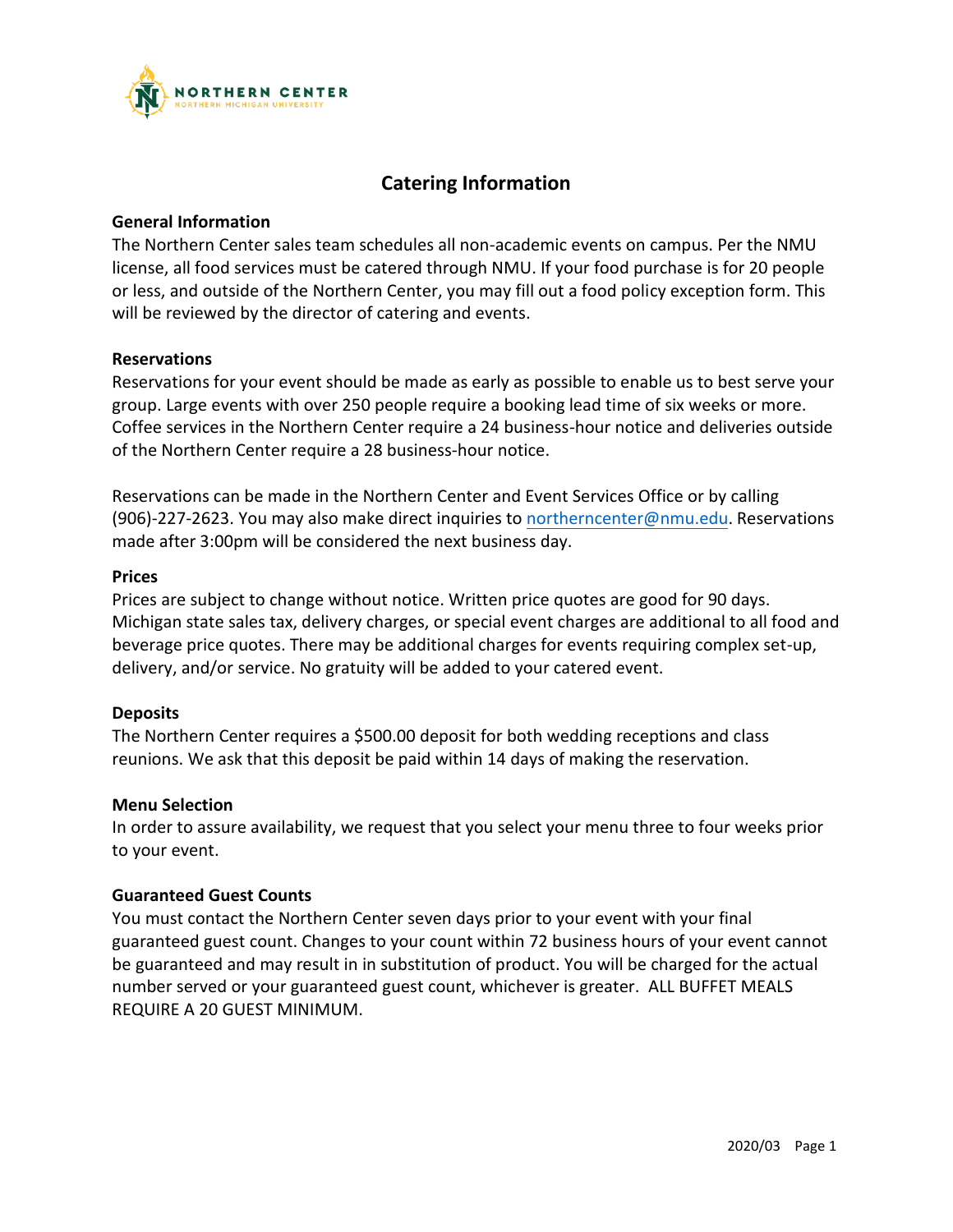# Catering Information

## General Information

The Northern Center sales team schedules all non-academic events on campus. Per the NMU license, all food services must be catered through NMU. If your food purchase is for 20 people or less, and outside of the Northern Center, you may fill out a food policy exception form. This will be reviewed by the director of catering and events.

## Reservations

Reservations for your event should be made as early as possible to enable us to best serve your group. Large events with over 250 people require a booking lead time of six weeks or more. Coffee services in the Northern Center require a 24 business-hour notice and deliveries outside of the Northern Center require a 28 business-hour notice.

Reservations can be made in the Northern Center and Event Services Office or by calling (906)-227-2623. You may also make direct inquiries to northerncenter@nmu.edu. Reservations made after 3:00pm will be considered the next business day.

## Prices

Prices are subject to change without notice. Written price quotes are good for 90 days. Michigan state sales tax, delivery charges, or special event charges are additional to all food and beverage price quotes. There may be additional charges for events requiring complex set-up, delivery, and/or service. No gratuity will be added to your catered event.

## Deposits

The Northern Center requires a $500.00 deposit for both wedding receptions and class reunions. We ask that this deposit be paid within 14 days of making the reservation.

## Menu Selection

In order to assure availability, we request that you select your menu three to four weeks prior to your event.

## Guaranteed Guest Counts

You must contact the Northern Center seven days prior to your event with your final guaranteed guest count. Changes to your count within 72 business hours of your event cannot be guaranteed and may result in in substitution of product. You will be charged for the actual number served or your guaranteed guest count, whichever is greater. ALL BUFFET MEALS REQUIRE A 20 GUEST MINIMUM.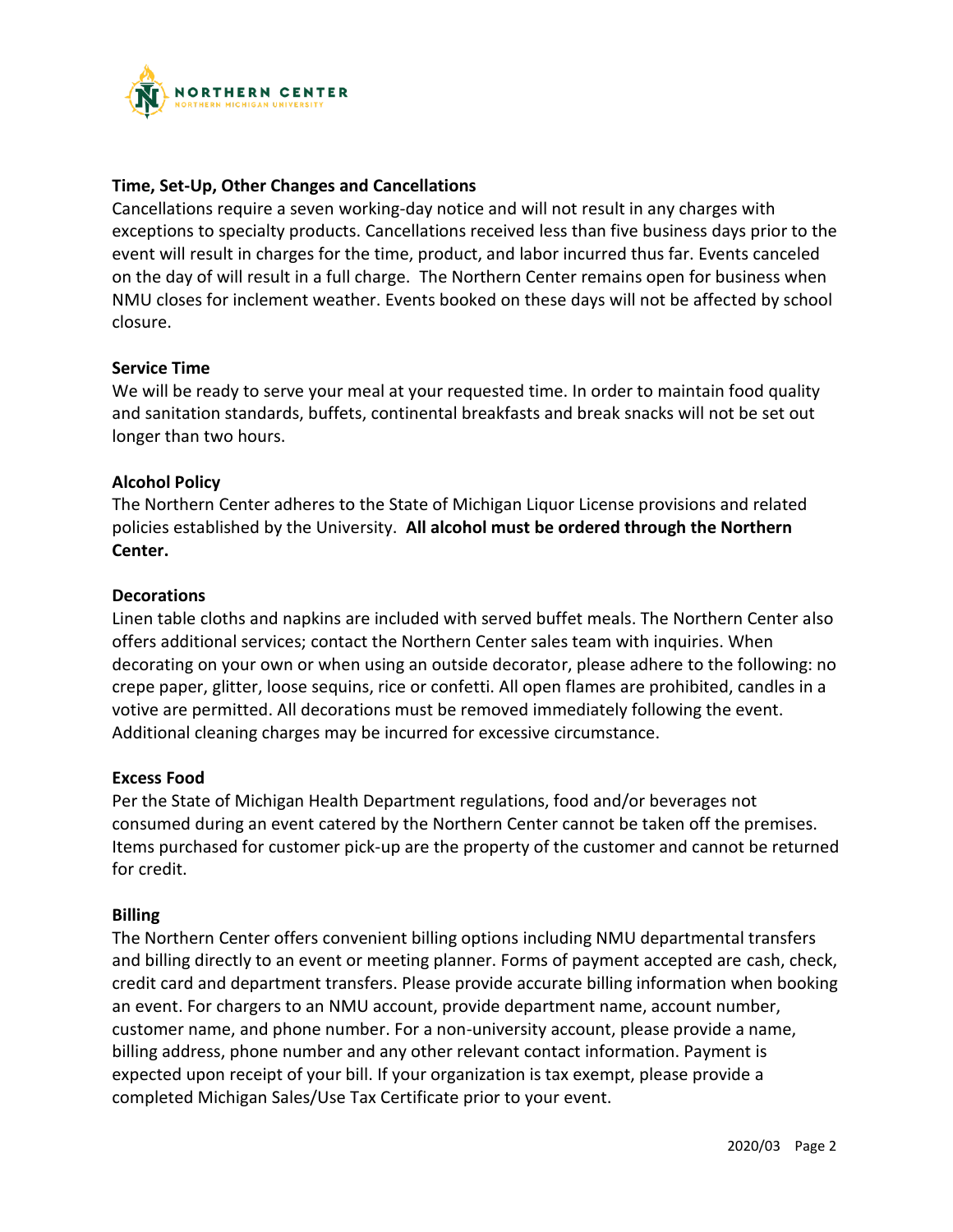### Time, Set-Up, Other Changes and Cancellations

Cancellations require a seven working-day notice and will not result in any charges with exceptions to specialty products. Cancellations received less than five business days prior to the event will result in charges for the time, product, and labor incurred thus far. Events canceled on the day of will result in a full charge. The Northern Center remains open for business when NMU closes for inclement weather. Events booked on these days will not be affected by school closure.

### Service Time

We will be ready to serve your meal at your requested time. In order to maintain food quality and sanitation standards, buffets, continental breakfasts and break snacks will not be set out longer than two hours.

### Alcohol Policy

The Northern Center adheres to the State of Michigan Liquor License provisions and related policies established by the University. **All alcohol must be ordered through the Northern Center.**

### Decorations

Linen table cloths and napkins are included with served buffet meals. The Northern Center also offers additional services; contact the Northern Center sales team with inquiries. When decorating on your own or when using an outside decorator, please adhere to the following: no crepe paper, glitter, loose sequins, rice or confetti. All open flames are prohibited, candles in a votive are permitted. All decorations must be removed immediately following the event. Additional cleaning charges may be incurred for excessive circumstance.

### Excess Food

Per the State of Michigan Health Department regulations, food and/or beverages not consumed during an event catered by the Northern Center cannot be taken off the premises. Items purchased for customer pick-up are the property of the customer and cannot be returned for credit.

### Billing

The Northern Center offers convenient billing options including NMU departmental transfers and billing directly to an event or meeting planner. Forms of payment accepted are cash, check, credit card and department transfers. Please provide accurate billing information when booking an event. For chargers to an NMU account, provide department name, account number, customer name, and phone number. For a non-university account, please provide a name, billing address, phone number and any other relevant contact information. Payment is expected upon receipt of your bill. If your organization is tax exempt, please provide a completed Michigan Sales/Use Tax Certificate prior to your event.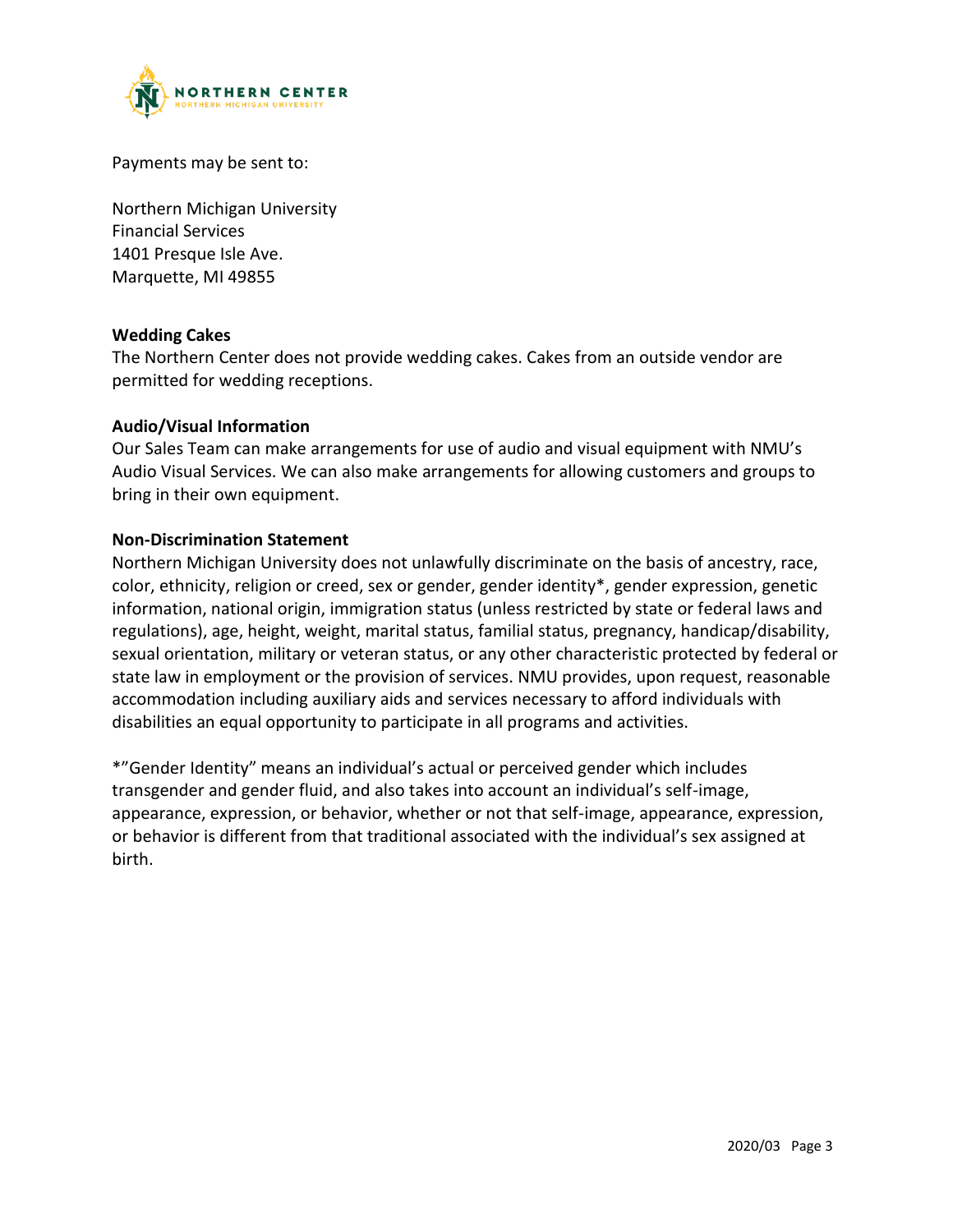Payments may be sent to:

Northern Michigan University
Financial Services
1401 Presque Isle Ave.
Marquette, MI 49855

**Wedding Cakes**

The Northern Center does not provide wedding cakes. Cakes from an outside vendor are permitted for wedding receptions.

**Audio/Visual Information**

Our Sales Team can make arrangements for use of audio and visual equipment with NMU's Audio Visual Services. We can also make arrangements for allowing customers and groups to bring in their own equipment.

**Non-Discrimination Statement**

Northern Michigan University does not unlawfully discriminate on the basis of ancestry, race, color, ethnicity, religion or creed, sex or gender, gender identity*, gender expression, genetic information, national origin, immigration status (unless restricted by state or federal laws and regulations), age, height, weight, marital status, familial status, pregnancy, handicap/disability, sexual orientation, military or veteran status, or any other characteristic protected by federal or state law in employment or the provision of services. NMU provides, upon request, reasonable accommodation including auxiliary aids and services necessary to afford individuals with disabilities an equal opportunity to participate in all programs and activities.

*"Gender Identity" means an individual's actual or perceived gender which includes transgender and gender fluid, and also takes into account an individual's self-image, appearance, expression, or behavior, whether or not that self-image, appearance, expression, or behavior is different from that traditional associated with the individual's sex assigned at birth.